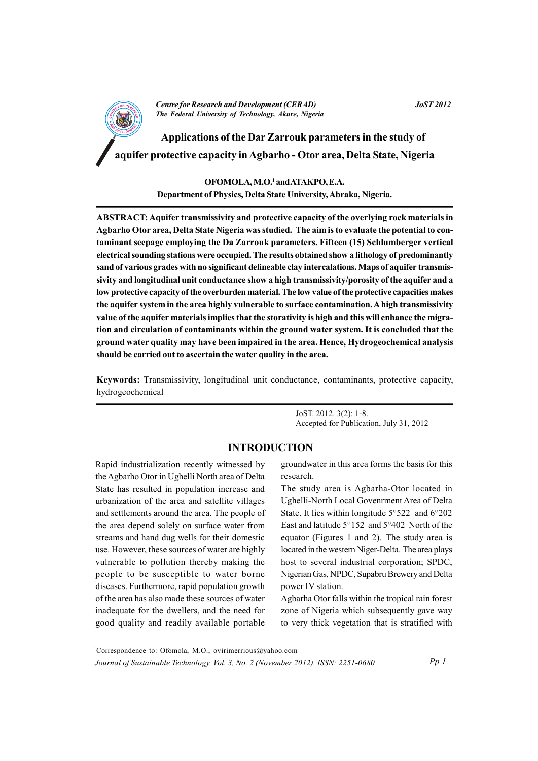# Applications of the Dar Zarrouk parameters in the study of aquifer protective capacity in Agbarho - Otor area, Delta State, Nigeria

**OFOMOLA, M.O.[1] and ATAKPO, E.A.**
**Department of Physics, Delta State University, Abraka, Nigeria.**

**ABSTRACT: Aquifer transmissivity and protective capacity of the overlying rock materials in Agbarho Otor area, Delta State Nigeria was studied. The aim is to evaluate the potential to contaminant seepage employing the Da Zarrouk parameters. Fifteen (15) Schlumberger vertical electrical sounding stations were occupied. The results obtained show a lithology of predominantly sand of various grades with no significant delineable clay intercalations. Maps of aquifer transmissivity and longitudinal unit conductance show a high transmissivity/porosity of the aquifer and a low protective capacity of the overburden material. The low value of the protective capacities makes the aquifer system in the area highly vulnerable to surface contamination. A high transmissivity value of the aquifer materials implies that the storativity is high and this will enhance the migration and circulation of contaminants within the ground water system. It is concluded that the ground water quality may have been impaired in the area. Hence, Hydrogeochemical analysis should be carried out to ascertain the water quality in the area.**

**Keywords:** Transmissivity, longitudinal unit conductance, contaminants, protective capacity, hydrogeochemical

JoST. 2012. 3(2): 1-8.
Accepted for Publication, July 31, 2012

## INTRODUCTION

Rapid industrialization recently witnessed by the Agbarho Otor in Ughelli North area of Delta State has resulted in population increase and urbanization of the area and satellite villages and settlements around the area. The people of the area depend solely on surface water from streams and hand dug wells for their domestic use. However, these sources of water are highly vulnerable to pollution thereby making the people to be susceptible to water borne diseases. Furthermore, rapid population growth of the area has also made these sources of water inadequate for the dwellers, and the need for good quality and readily available portable groundwater in this area forms the basis for this research.

The study area is Agbarha-Otor located in Ughelli-North Local Govenrment Area of Delta State. It lies within longitude 5°522 and 6°202 East and latitude 5°152 and 5°402 North of the equator (Figures 1 and 2). The study area is located in the western Niger-Delta. The area plays host to several industrial corporation; SPDC, Nigerian Gas, NPDC, Supabru Brewery and Delta power IV station.

Agbarha Otor falls within the tropical rain forest zone of Nigeria which subsequently gave way to very thick vegetation that is stratified with

[1]Correspondence to: Ofomola, M.O., ovirimerrious@yahoo.com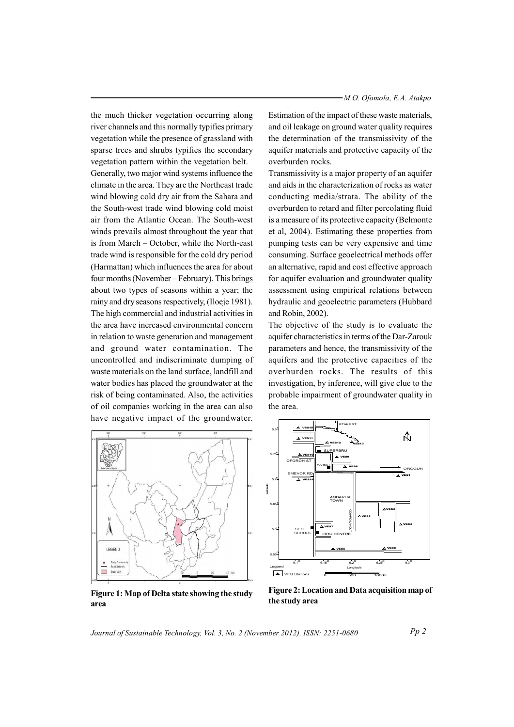the much thicker vegetation occurring along river channels and this normally typifies primary vegetation while the presence of grassland with sparse trees and shrubs typifies the secondary vegetation pattern within the vegetation belt.

Generally, two major wind systems influence the climate in the area. They are the Northeast trade wind blowing cold dry air from the Sahara and the South-west trade wind blowing cold moist air from the Atlantic Ocean. The South-west winds prevails almost throughout the year that is from March – October, while the North-east trade wind is responsible for the cold dry period (Harmattan) which influences the area for about four months (November – February). This brings about two types of seasons within a year; the rainy and dry seasons respectively, (Iloeje 1981).

The high commercial and industrial activities in the area have increased environmental concern in relation to waste generation and management and ground water contamination. The uncontrolled and indiscriminate dumping of waste materials on the land surface, landfill and water bodies has placed the groundwater at the risk of being contaminated. Also, the activities of oil companies working in the area can also have negative impact of the groundwater.

Estimation of the impact of these waste materials, and oil leakage on ground water quality requires the determination of the transmissivity of the aquifer materials and protective capacity of the overburden rocks.

Transmissivity is a major property of an aquifer and aids in the characterization of rocks as water conducting media/strata. The ability of the overburden to retard and filter percolating fluid is a measure of its protective capacity (Belmonte et al, 2004). Estimating these properties from pumping tests can be very expensive and time consuming. Surface geoelectrical methods offer an alternative, rapid and cost effective approach for aquifer evaluation and groundwater quality assessment using empirical relations between hydraulic and geoelectric parameters (Hubbard and Robin, 2002).

The objective of the study is to evaluate the aquifer characteristics in terms of the Dar-Zarouk parameters and hence, the transmissivity of the aquifers and the protective capacities of the overburden rocks. The results of this investigation, by inference, will give clue to the probable impairment of groundwater quality in the area.

**Figure 1: Map of Delta state showing the study area**

**Figure 2: Location and Data acquisition map of the study area**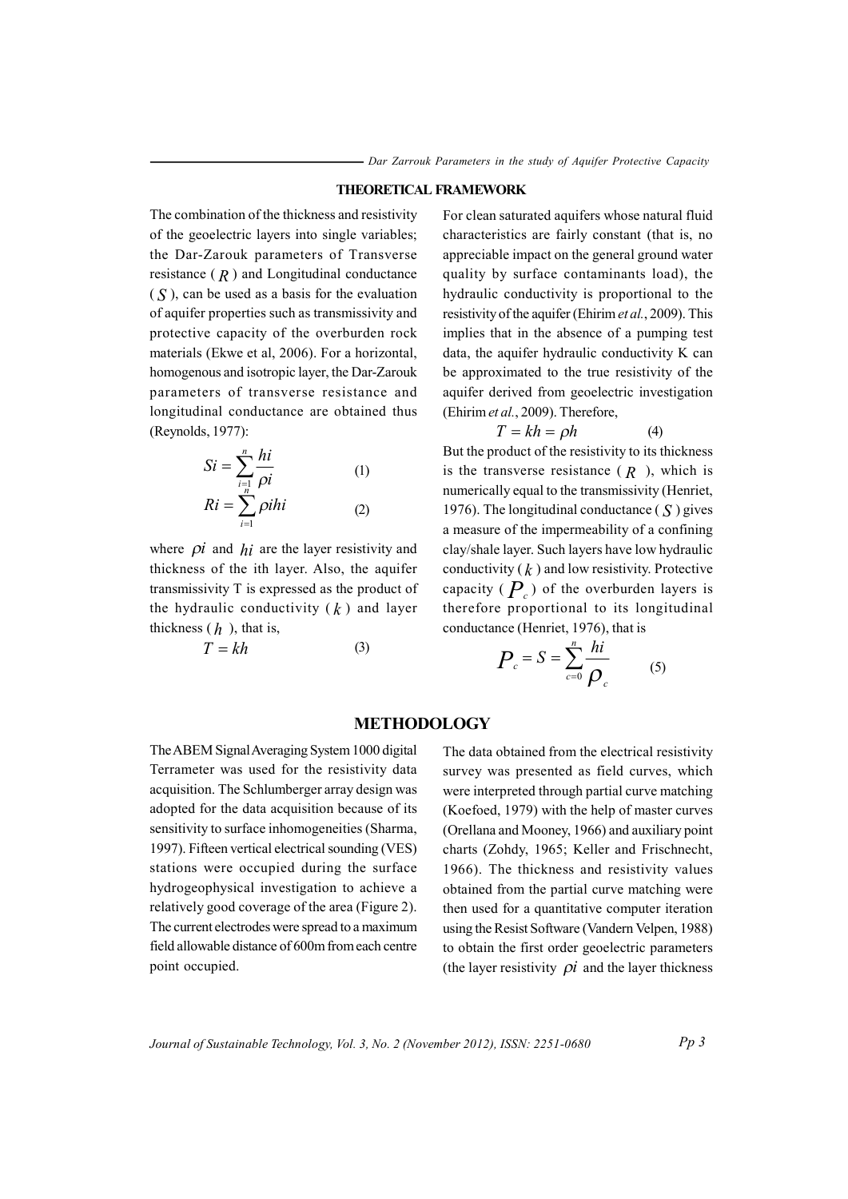## THEORETICAL FRAMEWORK

The combination of the thickness and resistivity of the geoelectric layers into single variables; the Dar-Zarouk parameters of Transverse resistance ($R$) and Longitudinal conductance ($S$), can be used as a basis for the evaluation of aquifer properties such as transmissivity and protective capacity of the overburden rock materials (Ekwe et al, 2006). For a horizontal, homogenous and isotropic layer, the Dar-Zarouk parameters of transverse resistance and longitudinal conductance are obtained thus (Reynolds, 1977):

$$Si = \sum_{i=1}^{n} \frac{hi}{\rho i} \quad (1)$$

$$Ri = \sum_{i=1}^{n} \rho i hi \quad (2)$$

where $\rho i$ and $hi$ are the layer resistivity and thickness of the ith layer. Also, the aquifer transmissivity T is expressed as the product of the hydraulic conductivity ($k$) and layer thickness ($h$), that is,

$$T = kh \quad (3)$$

For clean saturated aquifers whose natural fluid characteristics are fairly constant (that is, no appreciable impact on the general ground water quality by surface contaminants load), the hydraulic conductivity is proportional to the resistivity of the aquifer (Ehirim *et al.*, 2009). This implies that in the absence of a pumping test data, the aquifer hydraulic conductivity K can be approximated to the true resistivity of the aquifer derived from geoelectric investigation (Ehirim *et al.*, 2009). Therefore,

$$T = kh = \rho h \quad (4)$$

But the product of the resistivity to its thickness is the transverse resistance ($R$), which is numerically equal to the transmissivity (Henriet, 1976). The longitudinal conductance ($S$) gives a measure of the impermeability of a confining clay/shale layer. Such layers have low hydraulic conductivity ($k$) and low resistivity. Protective capacity ($P_c$) of the overburden layers is therefore proportional to its longitudinal conductance (Henriet, 1976), that is

$$P_c = S = \sum_{c=0}^{n} \frac{hi}{\rho_c} \quad (5)$$

## METHODOLOGY

The ABEM Signal Averaging System 1000 digital Terrameter was used for the resistivity data acquisition. The Schlumberger array design was adopted for the data acquisition because of its sensitivity to surface inhomogeneities (Sharma, 1997). Fifteen vertical electrical sounding (VES) stations were occupied during the surface hydrogeophysical investigation to achieve a relatively good coverage of the area (Figure 2). The current electrodes were spread to a maximum field allowable distance of 600m from each centre point occupied.

The data obtained from the electrical resistivity survey was presented as field curves, which were interpreted through partial curve matching (Koefoed, 1979) with the help of master curves (Orellana and Mooney, 1966) and auxiliary point charts (Zohdy, 1965; Keller and Frischnecht, 1966). The thickness and resistivity values obtained from the partial curve matching were then used for a quantitative computer iteration using the Resist Software (Vandern Velpen, 1988) to obtain the first order geoelectric parameters (the layer resistivity $\rho i$ and the layer thickness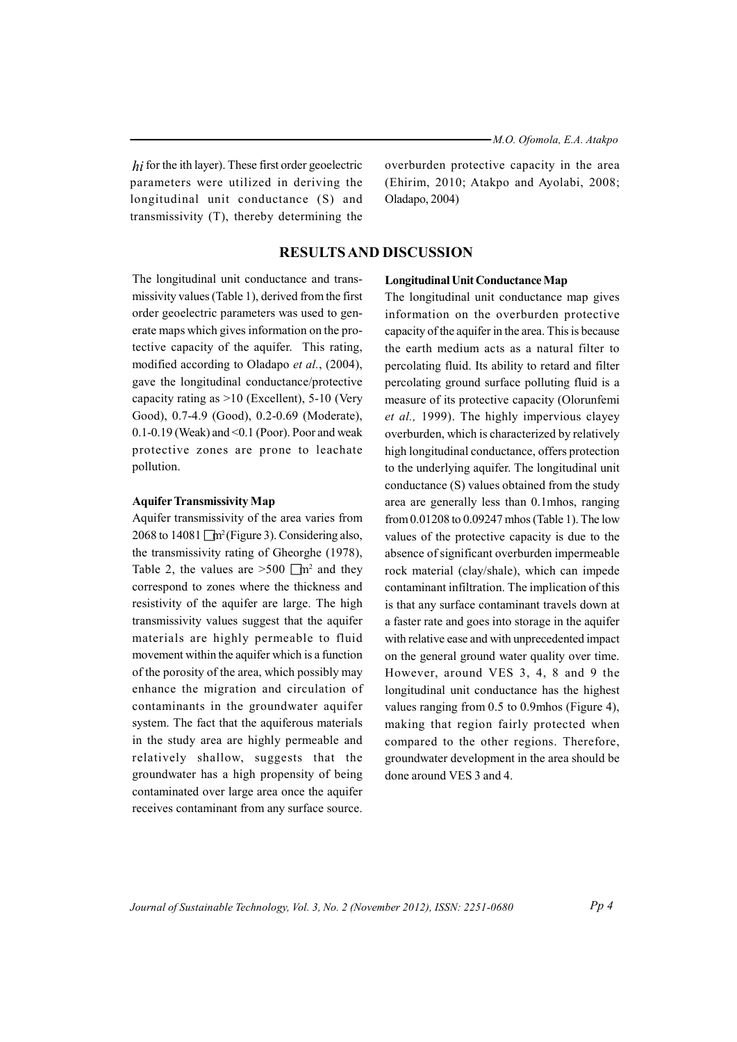$hi$ for the ith layer). These first order geoelectric parameters were utilized in deriving the longitudinal unit conductance (S) and transmissivity (T), thereby determining the overburden protective capacity in the area (Ehirim, 2010; Atakpo and Ayolabi, 2008; Oladapo, 2004)

## RESULTS AND DISCUSSION

The longitudinal unit conductance and transmissivity values (Table 1), derived from the first order geoelectric parameters was used to generate maps which gives information on the protective capacity of the aquifer. This rating, modified according to Oladapo *et al.*, (2004), gave the longitudinal conductance/protective capacity rating as >10 (Excellent), 5-10 (Very Good), 0.7-4.9 (Good), 0.2-0.69 (Moderate), 0.1-0.19 (Weak) and <0.1 (Poor). Poor and weak protective zones are prone to leachate pollution.

### Aquifer Transmissivity Map

Aquifer transmissivity of the area varies from 2068 to 14081 □m$^2$ (Figure 3). Considering also, the transmissivity rating of Gheorghe (1978), Table 2, the values are >500 □m$^2$ and they correspond to zones where the thickness and resistivity of the aquifer are large. The high transmissivity values suggest that the aquifer materials are highly permeable to fluid movement within the aquifer which is a function of the porosity of the area, which possibly may enhance the migration and circulation of contaminants in the groundwater aquifer system. The fact that the aquiferous materials in the study area are highly permeable and relatively shallow, suggests that the groundwater has a high propensity of being contaminated over large area once the aquifer receives contaminant from any surface source.

### Longitudinal Unit Conductance Map

The longitudinal unit conductance map gives information on the overburden protective capacity of the aquifer in the area. This is because the earth medium acts as a natural filter to percolating fluid. Its ability to retard and filter percolating ground surface polluting fluid is a measure of its protective capacity (Olorunfemi *et al.,* 1999). The highly impervious clayey overburden, which is characterized by relatively high longitudinal conductance, offers protection to the underlying aquifer. The longitudinal unit conductance (S) values obtained from the study area are generally less than 0.1mhos, ranging from 0.01208 to 0.09247 mhos (Table 1). The low values of the protective capacity is due to the absence of significant overburden impermeable rock material (clay/shale), which can impede contaminant infiltration. The implication of this is that any surface contaminant travels down at a faster rate and goes into storage in the aquifer with relative ease and with unprecedented impact on the general ground water quality over time. However, around VES 3, 4, 8 and 9 the longitudinal unit conductance has the highest values ranging from 0.5 to 0.9mhos (Figure 4), making that region fairly protected when compared to the other regions. Therefore, groundwater development in the area should be done around VES 3 and 4.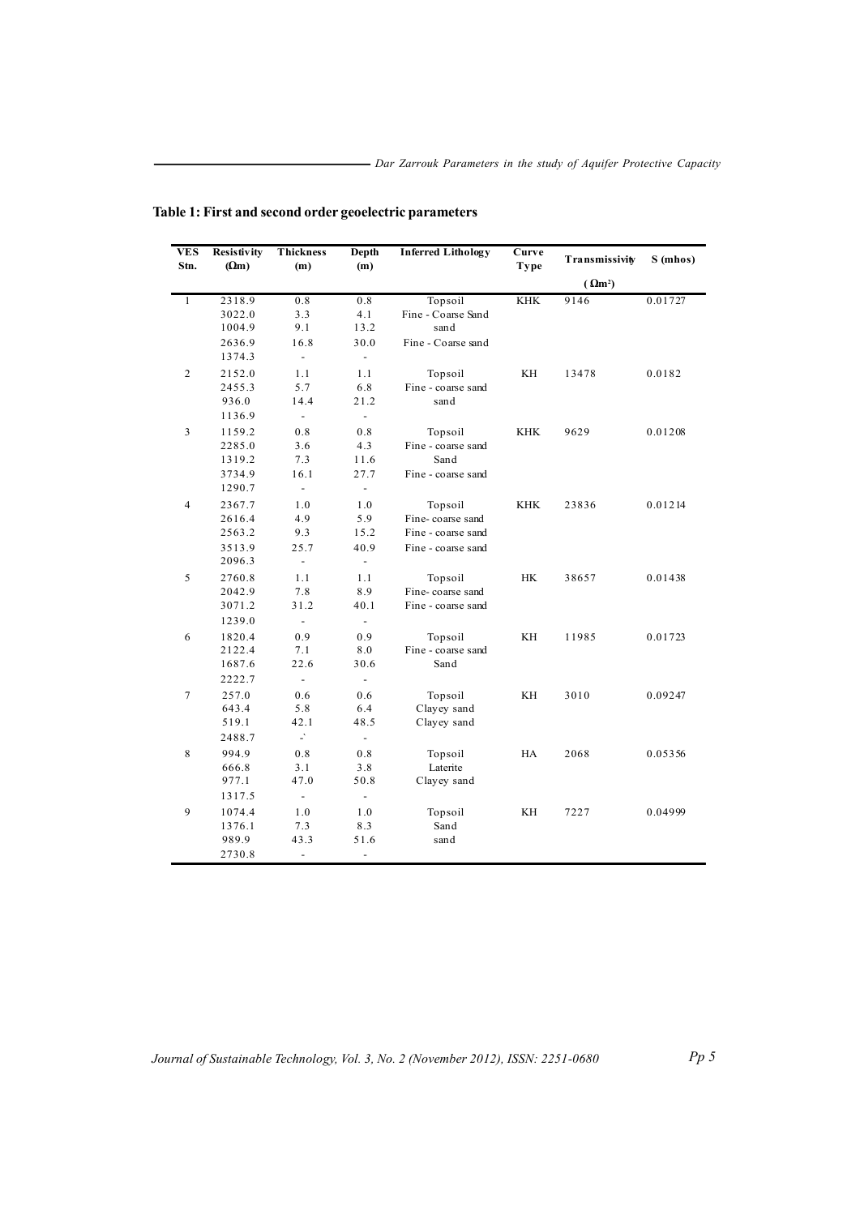**Table 1: First and second order geoelectric parameters**

| VES Stn. | Resistivity (Ωm) | Thickness (m) | Depth (m) | Inferred Lithology | Curve Type | Transmissivity (Ωm²) | S (mhos) |
|---|---|---|---|---|---|---|---|
| 1 | 2318.9 | 0.8 | 0.8 | Topsoil | KHK | 9146 | 0.01727 |
| | 3022.0 | 3.3 | 4.1 | Fine - Coarse Sand | | | |
| | 1004.9 | 9.1 | 13.2 | sand | | | |
| | 2636.9 | 16.8 | 30.0 | Fine - Coarse sand | | | |
| | 1374.3 | - | - | | | | |
| 2 | 2152.0 | 1.1 | 1.1 | Topsoil | KH | 13478 | 0.0182 |
| | 2455.3 | 5.7 | 6.8 | Fine - coarse sand | | | |
| | 936.0 | 14.4 | 21.2 | sand | | | |
| | 1136.9 | - | - | | | | |
| 3 | 1159.2 | 0.8 | 0.8 | Topsoil | KHK | 9629 | 0.01208 |
| | 2285.0 | 3.6 | 4.3 | Fine - coarse sand | | | |
| | 1319.2 | 7.3 | 11.6 | Sand | | | |
| | 3734.9 | 16.1 | 27.7 | Fine - coarse sand | | | |
| | 1290.7 | - | - | | | | |
| 4 | 2367.7 | 1.0 | 1.0 | Topsoil | KHK | 23836 | 0.01214 |
| | 2616.4 | 4.9 | 5.9 | Fine- coarse sand | | | |
| | 2563.2 | 9.3 | 15.2 | Fine - coarse sand | | | |
| | 3513.9 | 25.7 | 40.9 | Fine - coarse sand | | | |
| | 2096.3 | - | - | | | | |
| 5 | 2760.8 | 1.1 | 1.1 | Topsoil | HK | 38657 | 0.01438 |
| | 2042.9 | 7.8 | 8.9 | Fine- coarse sand | | | |
| | 3071.2 | 31.2 | 40.1 | Fine - coarse sand | | | |
| | 1239.0 | - | - | | | | |
| 6 | 1820.4 | 0.9 | 0.9 | Topsoil | KH | 11985 | 0.01723 |
| | 2122.4 | 7.1 | 8.0 | Fine - coarse sand | | | |
| | 1687.6 | 22.6 | 30.6 | Sand | | | |
| | 2222.7 | - | - | | | | |
| 7 | 257.0 | 0.6 | 0.6 | Topsoil | KH | 3010 | 0.09247 |
| | 643.4 | 5.8 | 6.4 | Clayey sand | | | |
| | 519.1 | 42.1 | 48.5 | Clayey sand | | | |
| | 2488.7 | -` | - | | | | |
| 8 | 994.9 | 0.8 | 0.8 | Topsoil | HA | 2068 | 0.05356 |
| | 666.8 | 3.1 | 3.8 | Laterite | | | |
| | 977.1 | 47.0 | 50.8 | Clayey sand | | | |
| | 1317.5 | - | - | | | | |
| 9 | 1074.4 | 1.0 | 1.0 | Topsoil | KH | 7227 | 0.04999 |
| | 1376.1 | 7.3 | 8.3 | Sand | | | |
| | 989.9 | 43.3 | 51.6 | sand | | | |
| | 2730.8 | - | - | | | | |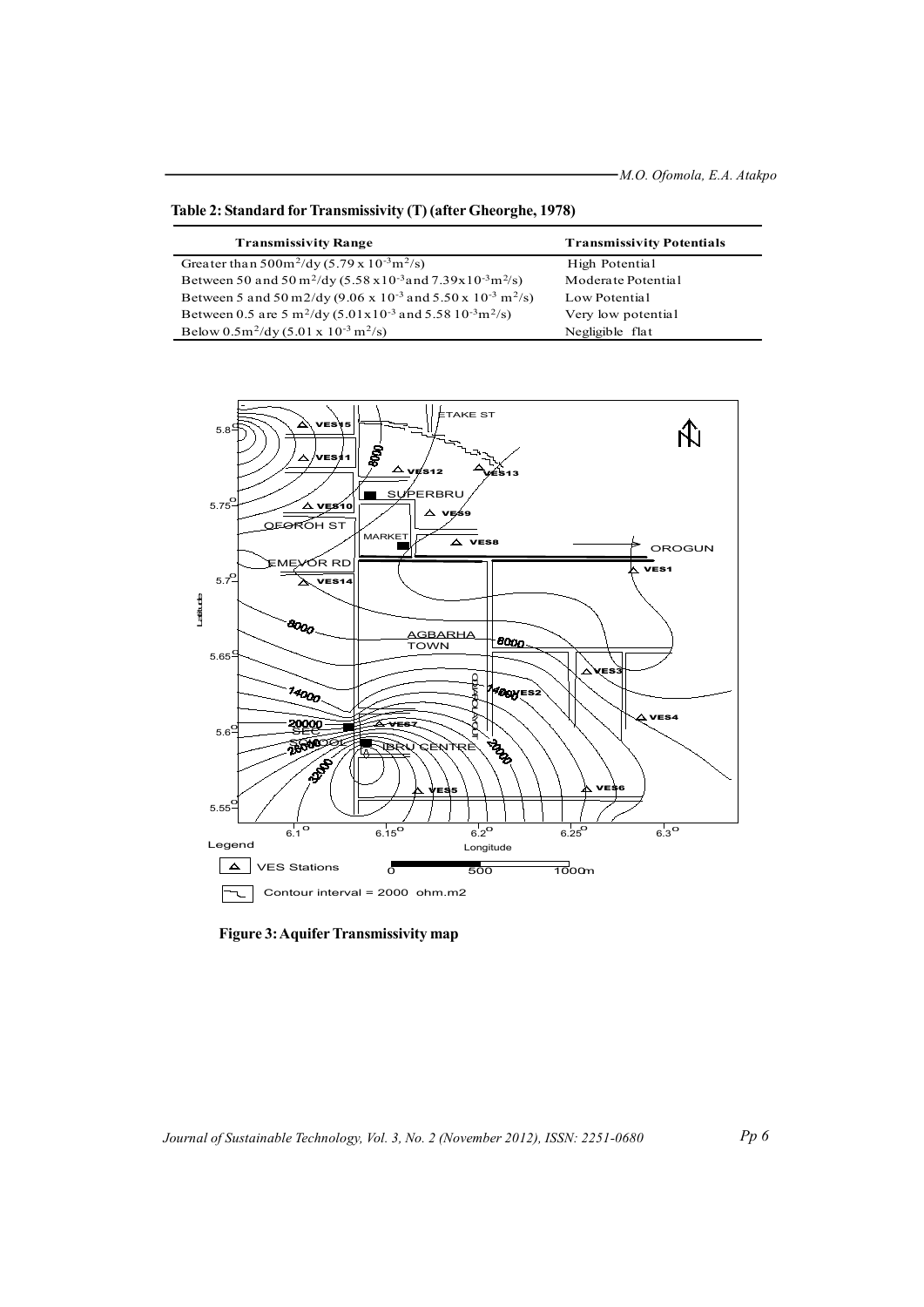**Table 2: Standard for Transmissivity (T) (after Gheorghe, 1978)**

| Transmissivity Range | Transmissivity Potentials |
|---|---|
| Greater than 500$m^2$/dy (5.79 x $10^{-3}m^2$/s) | High Potential |
| Between 50 and 50 $m^2$/dy (5.58 x$10^{-3}$and 7.39x$10^{-3}m^2$/s) | Moderate Potential |
| Between 5 and 50 m2/dy (9.06 x $10^{-3}$ and 5.50 x $10^{-3}$ $m^2$/s) | Low Potential |
| Between 0.5 are 5 $m^2$/dy (5.01x$10^{-3}$ and 5.58 $10^{-3}m^2$/s) | Very low potential |
| Below 0.5$m^2$/dy (5.01 x $10^{-3}$ $m^2$/s) | Negligible flat |

**Figure 3: Aquifer Transmissivity map**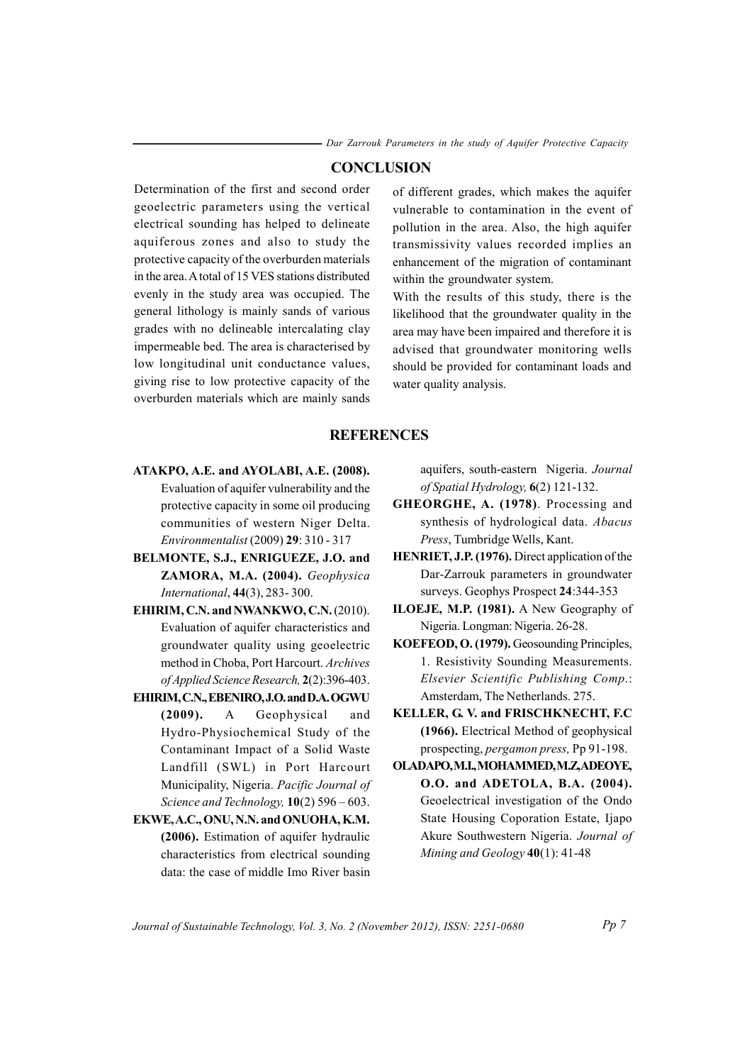## CONCLUSION

Determination of the first and second order geoelectric parameters using the vertical electrical sounding has helped to delineate aquiferous zones and also to study the protective capacity of the overburden materials in the area. A total of 15 VES stations distributed evenly in the study area was occupied. The general lithology is mainly sands of various grades with no delineable intercalating clay impermeable bed. The area is characterised by low longitudinal unit conductance values, giving rise to low protective capacity of the overburden materials which are mainly sands of different grades, which makes the aquifer vulnerable to contamination in the event of pollution in the area. Also, the high aquifer transmissivity values recorded implies an enhancement of the migration of contaminant within the groundwater system.

With the results of this study, there is the likelihood that the groundwater quality in the area may have been impaired and therefore it is advised that groundwater monitoring wells should be provided for contaminant loads and water quality analysis.

## REFERENCES

**ATAKPO, A.E. and AYOLABI, A.E. (2008).** Evaluation of aquifer vulnerability and the protective capacity in some oil producing communities of western Niger Delta. *Environmentalist* (2009) **29**: 310 - 317

**BELMONTE, S.J., ENRIGUEZE, J.O. and ZAMORA, M.A. (2004).** *Geophysica International*, **44**(3), 283- 300.

**EHIRIM, C.N. and NWANKWO, C.N.** (2010). Evaluation of aquifer characteristics and groundwater quality using geoelectric method in Choba, Port Harcourt. *Archives of Applied Science Research,* **2**(2):396-403.

**EHIRIM, C.N., EBENIRO, J.O. and D.A. OGWU (2009).** A Geophysical and Hydro-Physiochemical Study of the Contaminant Impact of a Solid Waste Landfill (SWL) in Port Harcourt Municipality, Nigeria. *Pacific Journal of Science and Technology,* **10**(2) 596 – 603.

**EKWE, A.C., ONU, N.N. and ONUOHA, K.M. (2006).** Estimation of aquifer hydraulic characteristics from electrical sounding data: the case of middle Imo River basin aquifers, south-eastern Nigeria. *Journal of Spatial Hydrology,* **6**(2) 121-132.

**GHEORGHE, A. (1978)**. Processing and synthesis of hydrological data. *Abacus Press*, Tumbridge Wells, Kant.

**HENRIET, J.P. (1976).** Direct application of the Dar-Zarrouk parameters in groundwater surveys. Geophys Prospect **24**:344-353

**ILOEJE, M.P. (1981).** A New Geography of Nigeria. Longman: Nigeria. 26-28.

**KOEFEOD, O. (1979).** Geosounding Principles, 1. Resistivity Sounding Measurements. *Elsevier Scientific Publishing Comp.*: Amsterdam, The Netherlands. 275.

**KELLER, G. V. and FRISCHKNECHT, F.C (1966).** Electrical Method of geophysical prospecting, *pergamon press,* Pp 91-198.

**OLADAPO, M.I., MOHAMMED, M.Z, ADEOYE, O.O. and ADETOLA, B.A. (2004).** Geoelectrical investigation of the Ondo State Housing Coporation Estate, Ijapo Akure Southwestern Nigeria. *Journal of Mining and Geology* **40**(1): 41-48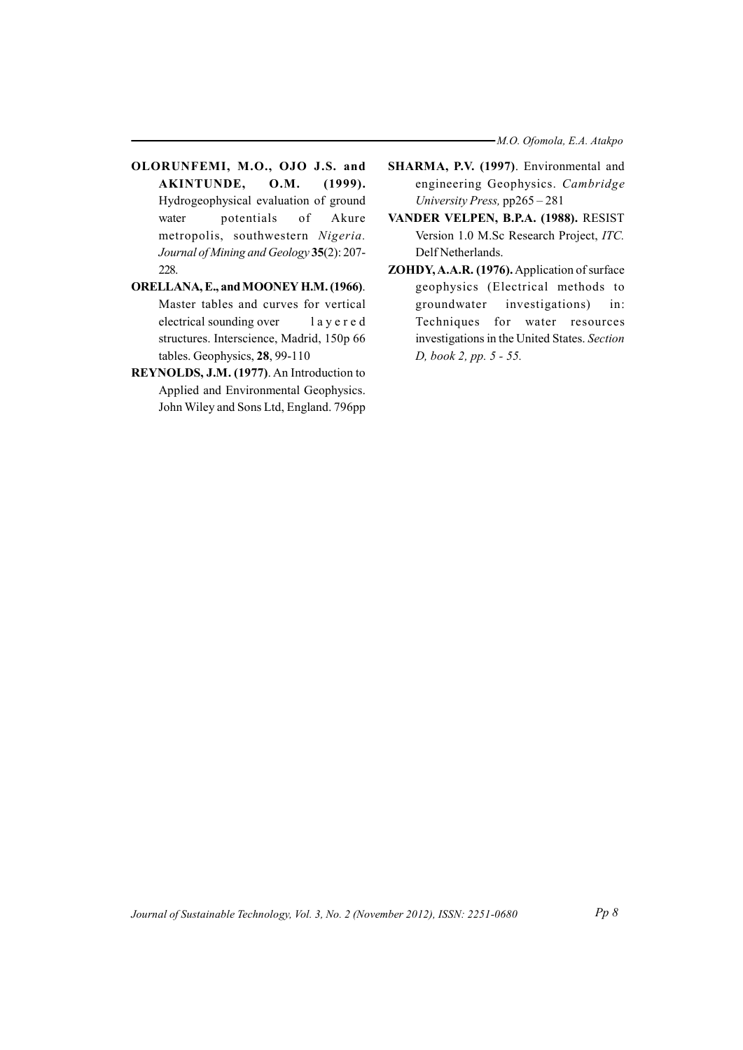**OLORUNFEMI, M.O., OJO J.S. and AKINTUNDE, O.M. (1999).** Hydrogeophysical evaluation of ground water potentials of Akure metropolis, southwestern *Nigeria. Journal of Mining and Geology* **35**(2): 207-228.

**ORELLANA, E., and MOONEY H.M. (1966)**. Master tables and curves for vertical electrical sounding over layered structures. Interscience, Madrid, 150p 66 tables. Geophysics, **28**, 99-110

**REYNOLDS, J.M. (1977)**. An Introduction to Applied and Environmental Geophysics. John Wiley and Sons Ltd, England. 796pp

**SHARMA, P.V. (1997)**. Environmental and engineering Geophysics. *Cambridge University Press,* pp265 – 281

**VANDER VELPEN, B.P.A. (1988).** RESIST Version 1.0 M.Sc Research Project, *ITC.* Delf Netherlands.

**ZOHDY, A.A.R. (1976).** Application of surface geophysics (Electrical methods to groundwater investigations) in: Techniques for water resources investigations in the United States. *Section D, book 2, pp. 5 - 55.*